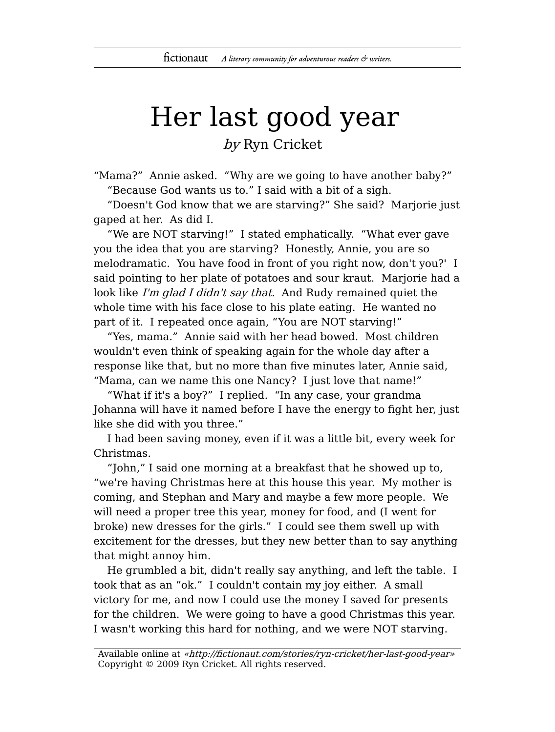# Her last good year

*by* Ryn Cricket

"Mama?" Annie asked. "Why are we going to have another baby?"

"Because God wants us to." I said with a bit of a sigh.

"Doesn't God know that we are starving?" She said? Marjorie just gaped at her. As did I.

"We are NOT starving!" I stated emphatically. "What ever gave you the idea that you are starving? Honestly, Annie, you are so melodramatic. You have food in front of you right now, don't you?' I said pointing to her plate of potatoes and sour kraut. Marjorie had a look like *I'm glad I didn't say that.* And Rudy remained quiet the whole time with his face close to his plate eating. He wanted no part of it. I repeated once again, "You are NOT starving!"

"Yes, mama." Annie said with her head bowed. Most children wouldn't even think of speaking again for the whole day after a response like that, but no more than five minutes later, Annie said, "Mama, can we name this one Nancy? I just love that name!"

"What if it's a boy?" I replied. "In any case, your grandma Johanna will have it named before I have the energy to fight her, just like she did with you three."

I had been saving money, even if it was a little bit, every week for Christmas.

"John," I said one morning at a breakfast that he showed up to, "we're having Christmas here at this house this year. My mother is coming, and Stephan and Mary and maybe a few more people. We will need a proper tree this year, money for food, and (I went for broke) new dresses for the girls." I could see them swell up with excitement for the dresses, but they new better than to say anything that might annoy him.

He grumbled a bit, didn't really say anything, and left the table. I took that as an "ok." I couldn't contain my joy either. A small victory for me, and now I could use the money I saved for presents for the children. We were going to have a good Christmas this year. I wasn't working this hard for nothing, and we were NOT starving.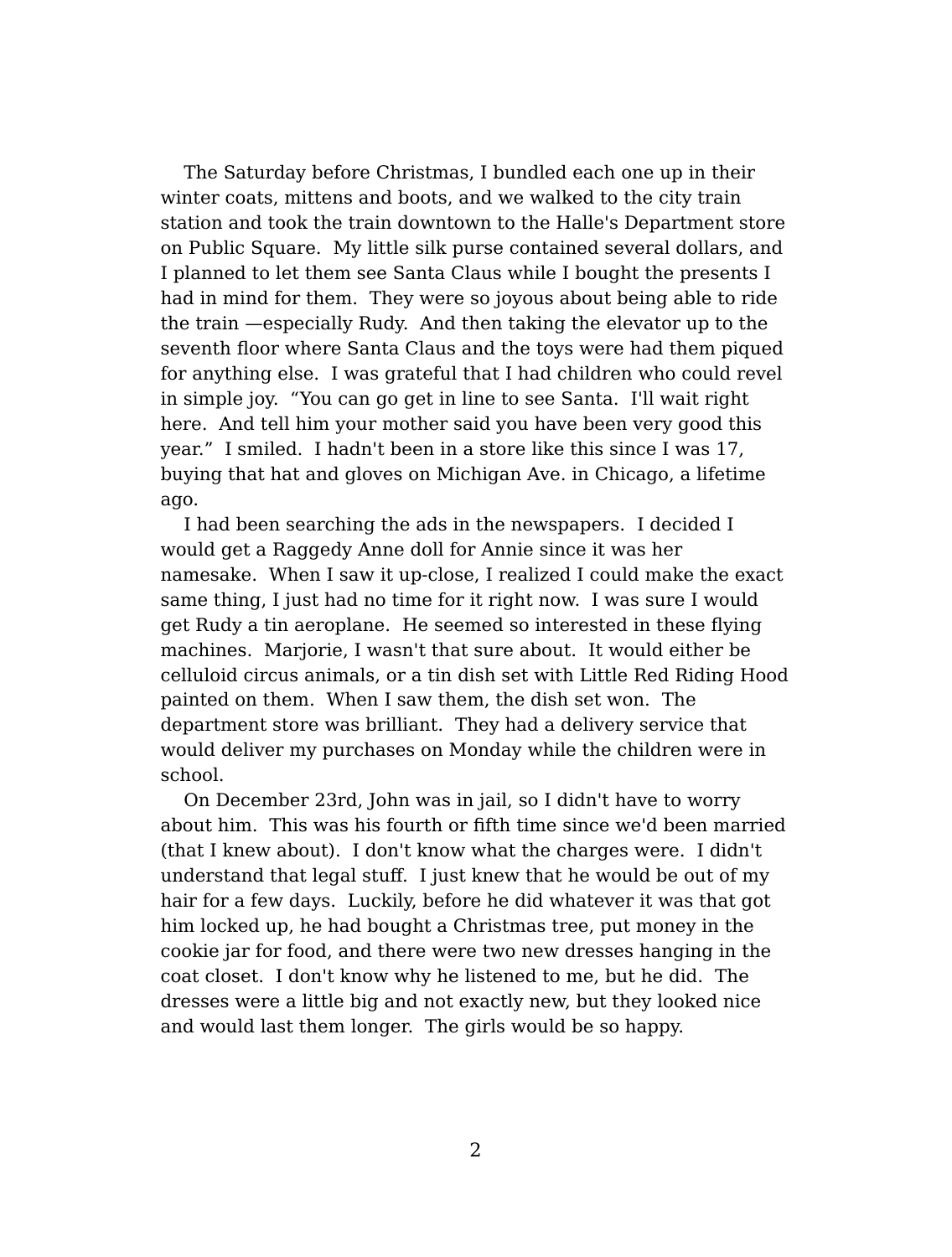The Saturday before Christmas, I bundled each one up in their winter coats, mittens and boots, and we walked to the city train station and took the train downtown to the Halle's Department store on Public Square. My little silk purse contained several dollars, and I planned to let them see Santa Claus while I bought the presents I had in mind for them. They were so joyous about being able to ride the train —especially Rudy. And then taking the elevator up to the seventh floor where Santa Claus and the toys were had them piqued for anything else. I was grateful that I had children who could revel in simple joy. "You can go get in line to see Santa. I'll wait right here. And tell him your mother said you have been very good this year." I smiled. I hadn't been in a store like this since I was 17, buying that hat and gloves on Michigan Ave. in Chicago, a lifetime ago.

I had been searching the ads in the newspapers. I decided I would get a Raggedy Anne doll for Annie since it was her namesake. When I saw it up-close, I realized I could make the exact same thing, I just had no time for it right now. I was sure I would get Rudy a tin aeroplane. He seemed so interested in these flying machines. Marjorie, I wasn't that sure about. It would either be celluloid circus animals, or a tin dish set with Little Red Riding Hood painted on them. When I saw them, the dish set won. The department store was brilliant. They had a delivery service that would deliver my purchases on Monday while the children were in school.

On December 23rd, John was in jail, so I didn't have to worry about him. This was his fourth or fifth time since we'd been married (that I knew about). I don't know what the charges were. I didn't understand that legal stuff. I just knew that he would be out of my hair for a few days. Luckily, before he did whatever it was that got him locked up, he had bought a Christmas tree, put money in the cookie jar for food, and there were two new dresses hanging in the coat closet. I don't know why he listened to me, but he did. The dresses were a little big and not exactly new, but they looked nice and would last them longer. The girls would be so happy.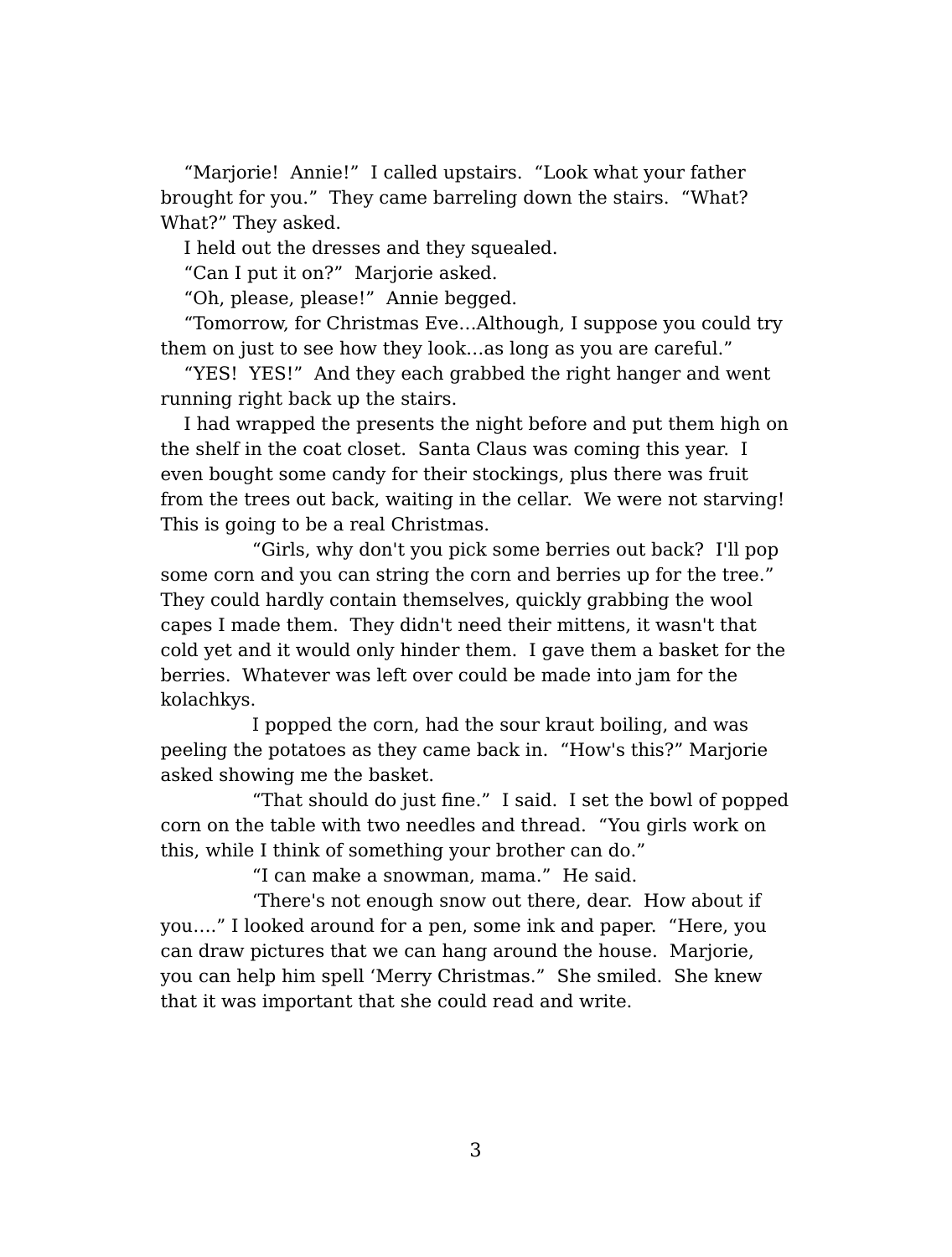"Marjorie!  Annie!"  I called upstairs.  "Look what your father brought for you."  They came barreling down the stairs.  "What?  What?" They asked.

I held out the dresses and they squealed.

"Can I put it on?"  Marjorie asked.

"Oh, please, please!"  Annie begged.

"Tomorrow, for Christmas Eve…Although, I suppose you could try them on just to see how they look…as long as you are careful."

"YES!  YES!"  And they each grabbed the right hanger and went running right back up the stairs.

I had wrapped the presents the night before and put them high on the shelf in the coat closet.  Santa Claus was coming this year.  I even bought some candy for their stockings, plus there was fruit from the trees out back, waiting in the cellar.  We were not starving!  This is going to be a real Christmas.

"Girls, why don't you pick some berries out back?  I'll pop some corn and you can string the corn and berries up for the tree."  They could hardly contain themselves, quickly grabbing the wool capes I made them.  They didn't need their mittens, it wasn't that cold yet and it would only hinder them.  I gave them a basket for the berries.  Whatever was left over could be made into jam for the kolachkys.

I popped the corn, had the sour kraut boiling, and was peeling the potatoes as they came back in.  "How's this?" Marjorie asked showing me the basket.

"That should do just fine."  I said.  I set the bowl of popped corn on the table with two needles and thread.  "You girls work on this, while I think of something your brother can do."

"I can make a snowman, mama."  He said.

'There's not enough snow out there, dear.  How about if you…." I looked around for a pen, some ink and paper.  "Here, you can draw pictures that we can hang around the house.  Marjorie, you can help him spell 'Merry Christmas."  She smiled.  She knew that it was important that she could read and write.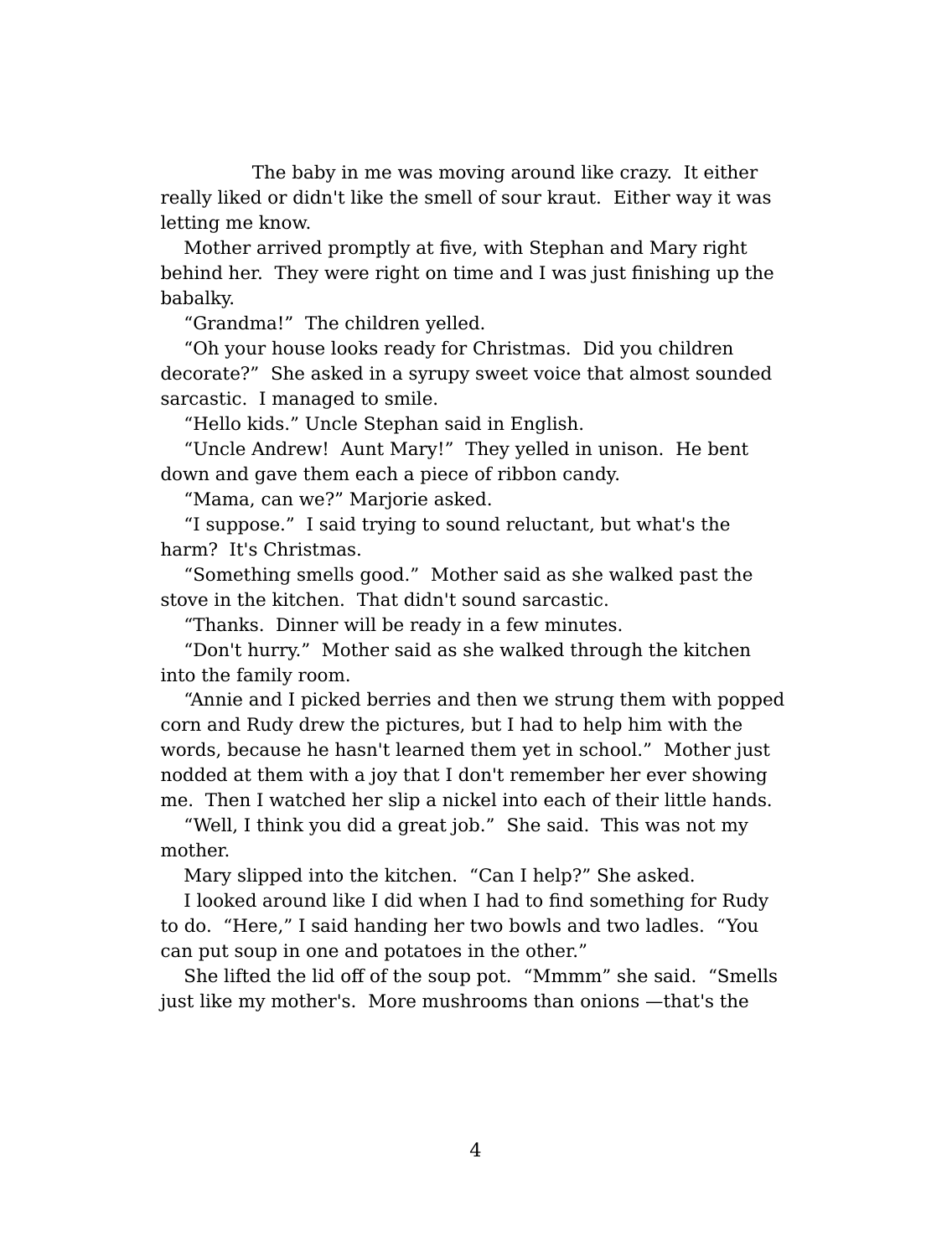The baby in me was moving around like crazy. It either really liked or didn't like the smell of sour kraut. Either way it was letting me know.

Mother arrived promptly at five, with Stephan and Mary right behind her. They were right on time and I was just finishing up the babalky.

“Grandma!” The children yelled.

“Oh your house looks ready for Christmas. Did you children decorate?” She asked in a syrupy sweet voice that almost sounded sarcastic. I managed to smile.

“Hello kids.” Uncle Stephan said in English.

“Uncle Andrew! Aunt Mary!” They yelled in unison. He bent down and gave them each a piece of ribbon candy.

“Mama, can we?” Marjorie asked.

“I suppose.” I said trying to sound reluctant, but what's the harm? It's Christmas.

“Something smells good.” Mother said as she walked past the stove in the kitchen. That didn't sound sarcastic.

“Thanks. Dinner will be ready in a few minutes.

“Don't hurry.” Mother said as she walked through the kitchen into the family room.

“Annie and I picked berries and then we strung them with popped corn and Rudy drew the pictures, but I had to help him with the words, because he hasn't learned them yet in school.” Mother just nodded at them with a joy that I don't remember her ever showing me. Then I watched her slip a nickel into each of their little hands.

“Well, I think you did a great job.” She said. This was not my mother.

Mary slipped into the kitchen. “Can I help?” She asked.

I looked around like I did when I had to find something for Rudy to do. “Here,” I said handing her two bowls and two ladles. “You can put soup in one and potatoes in the other.”

She lifted the lid off of the soup pot. “Mmmm” she said. “Smells just like my mother's. More mushrooms than onions —that's the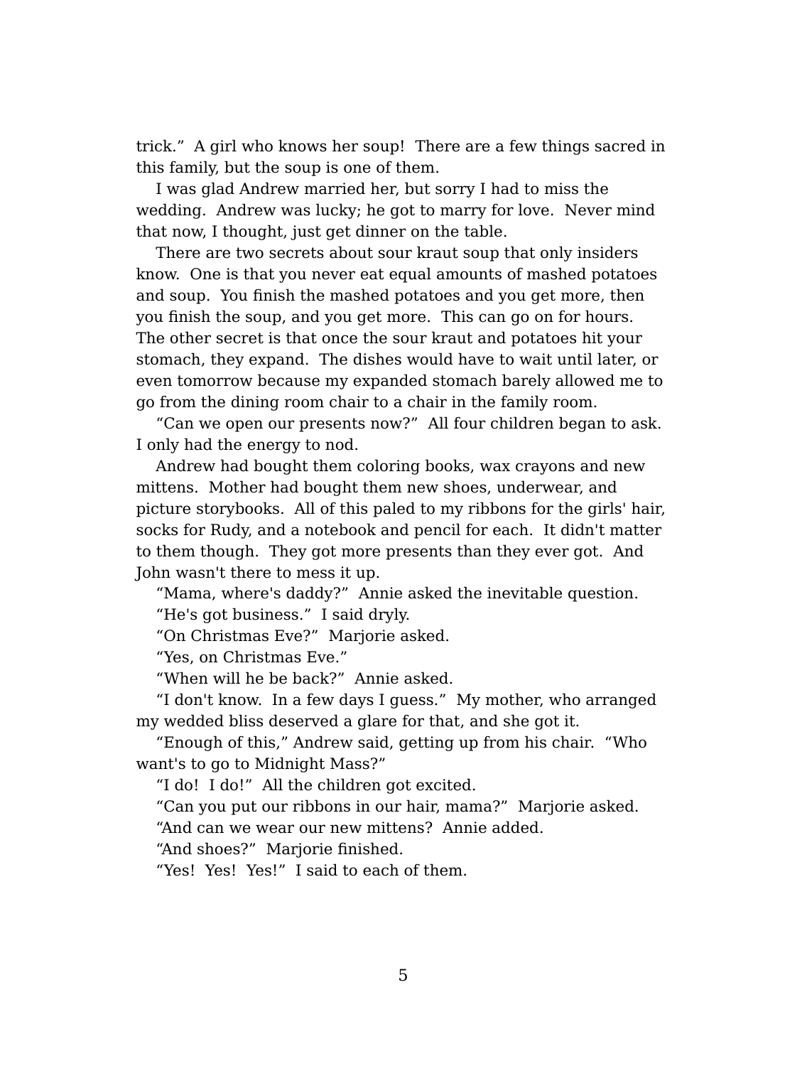trick." A girl who knows her soup! There are a few things sacred in this family, but the soup is one of them.

I was glad Andrew married her, but sorry I had to miss the wedding. Andrew was lucky; he got to marry for love. Never mind that now, I thought, just get dinner on the table.

There are two secrets about sour kraut soup that only insiders know. One is that you never eat equal amounts of mashed potatoes and soup. You finish the mashed potatoes and you get more, then you finish the soup, and you get more. This can go on for hours. The other secret is that once the sour kraut and potatoes hit your stomach, they expand. The dishes would have to wait until later, or even tomorrow because my expanded stomach barely allowed me to go from the dining room chair to a chair in the family room.

"Can we open our presents now?" All four children began to ask. I only had the energy to nod.

Andrew had bought them coloring books, wax crayons and new mittens. Mother had bought them new shoes, underwear, and picture storybooks. All of this paled to my ribbons for the girls' hair, socks for Rudy, and a notebook and pencil for each. It didn't matter to them though. They got more presents than they ever got. And John wasn't there to mess it up.

"Mama, where's daddy?" Annie asked the inevitable question.

"He's got business." I said dryly.

"On Christmas Eve?" Marjorie asked.

"Yes, on Christmas Eve."

"When will he be back?" Annie asked.

"I don't know. In a few days I guess." My mother, who arranged my wedded bliss deserved a glare for that, and she got it.

"Enough of this," Andrew said, getting up from his chair. "Who want's to go to Midnight Mass?"

"I do! I do!" All the children got excited.

"Can you put our ribbons in our hair, mama?" Marjorie asked.

"And can we wear our new mittens? Annie added.

"And shoes?" Marjorie finished.

"Yes! Yes! Yes!" I said to each of them.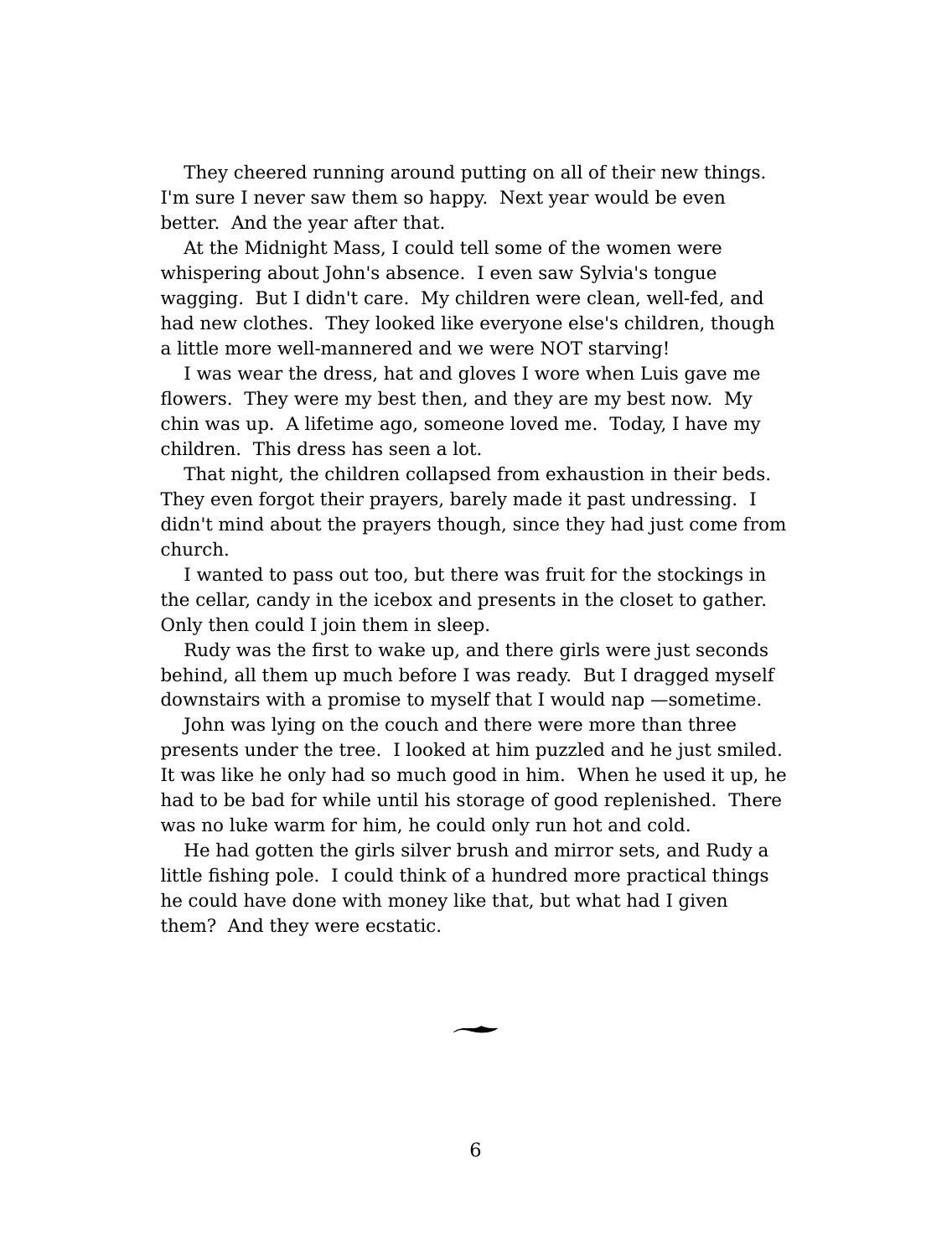They cheered running around putting on all of their new things. I'm sure I never saw them so happy. Next year would be even better. And the year after that.

At the Midnight Mass, I could tell some of the women were whispering about John's absence. I even saw Sylvia's tongue wagging. But I didn't care. My children were clean, well-fed, and had new clothes. They looked like everyone else's children, though a little more well-mannered and we were NOT starving!

I was wear the dress, hat and gloves I wore when Luis gave me flowers. They were my best then, and they are my best now. My chin was up. A lifetime ago, someone loved me. Today, I have my children. This dress has seen a lot.

That night, the children collapsed from exhaustion in their beds. They even forgot their prayers, barely made it past undressing. I didn't mind about the prayers though, since they had just come from church.

I wanted to pass out too, but there was fruit for the stockings in the cellar, candy in the icebox and presents in the closet to gather. Only then could I join them in sleep.

Rudy was the first to wake up, and there girls were just seconds behind, all them up much before I was ready. But I dragged myself downstairs with a promise to myself that I would nap —sometime.

John was lying on the couch and there were more than three presents under the tree. I looked at him puzzled and he just smiled. It was like he only had so much good in him. When he used it up, he had to be bad for while until his storage of good replenished. There was no luke warm for him, he could only run hot and cold.

He had gotten the girls silver brush and mirror sets, and Rudy a little fishing pole. I could think of a hundred more practical things he could have done with money like that, but what had I given them? And they were ecstatic.